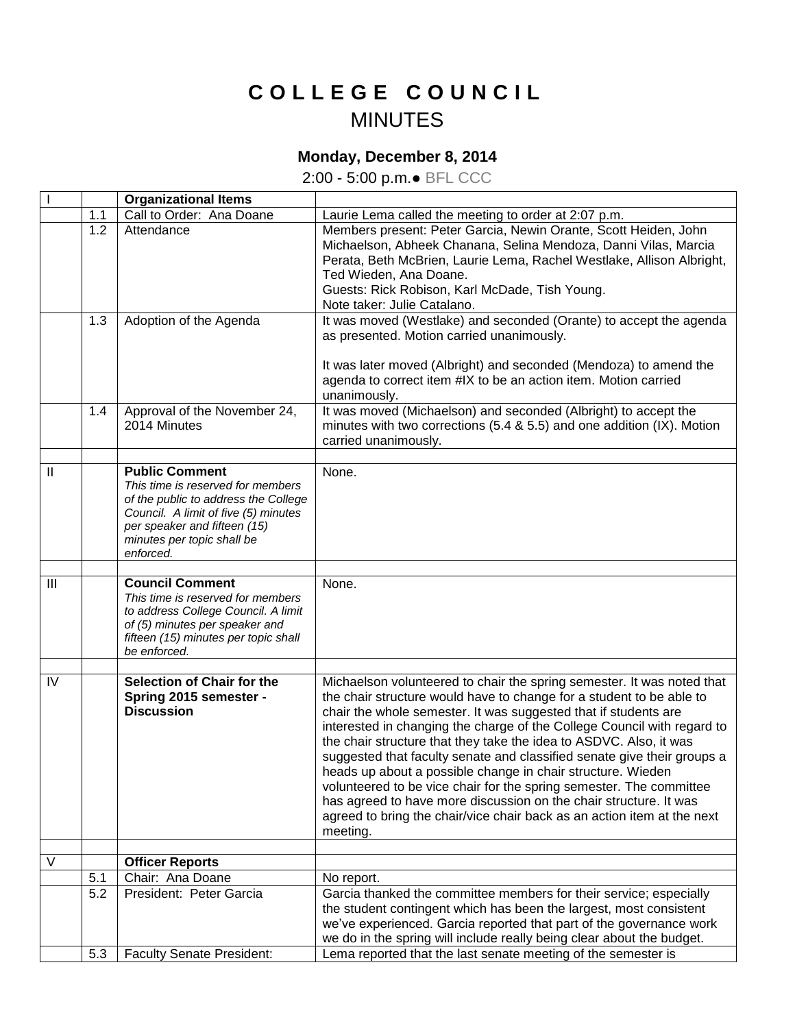# COLLEGE COUNCIL
## MINUTES

### Monday, December 8, 2014

2:00 - 5:00 p.m.● BFL CCC

| | | | |
|---|---|---|---|
| I | | **Organizational Items** | |
| | 1.1 | Call to Order: Ana Doane | Laurie Lema called the meeting to order at 2:07 p.m. |
| | 1.2 | Attendance | Members present: Peter Garcia, Newin Orante, Scott Heiden, John Michaelson, Abheek Chanana, Selina Mendoza, Danni Vilas, Marcia Perata, Beth McBrien, Laurie Lema, Rachel Westlake, Allison Albright, Ted Wieden, Ana Doane.<br>Guests: Rick Robison, Karl McDade, Tish Young.<br>Note taker: Julie Catalano. |
| | 1.3 | Adoption of the Agenda | It was moved (Westlake) and seconded (Orante) to accept the agenda as presented. Motion carried unanimously.<br><br>It was later moved (Albright) and seconded (Mendoza) to amend the agenda to correct item #IX to be an action item. Motion carried unanimously. |
| | 1.4 | Approval of the November 24, 2014 Minutes | It was moved (Michaelson) and seconded (Albright) to accept the minutes with two corrections (5.4 & 5.5) and one addition (IX). Motion carried unanimously. |
| | | | |
| II | | **Public Comment**<br>*This time is reserved for members of the public to address the College Council. A limit of five (5) minutes per speaker and fifteen (15) minutes per topic shall be enforced.* | None. |
| | | | |
| III | | **Council Comment**<br>*This time is reserved for members to address College Council. A limit of (5) minutes per speaker and fifteen (15) minutes per topic shall be enforced.* | None. |
| | | | |
| IV | | **Selection of Chair for the Spring 2015 semester - Discussion** | Michaelson volunteered to chair the spring semester. It was noted that the chair structure would have to change for a student to be able to chair the whole semester. It was suggested that if students are interested in changing the charge of the College Council with regard to the chair structure that they take the idea to ASDVC. Also, it was suggested that faculty senate and classified senate give their groups a heads up about a possible change in chair structure. Wieden volunteered to be vice chair for the spring semester. The committee has agreed to have more discussion on the chair structure. It was agreed to bring the chair/vice chair back as an action item at the next meeting. |
| | | | |
| V | | **Officer Reports** | |
| | 5.1 | Chair: Ana Doane | No report. |
| | 5.2 | President: Peter Garcia | Garcia thanked the committee members for their service; especially the student contingent which has been the largest, most consistent we've experienced. Garcia reported that part of the governance work we do in the spring will include really being clear about the budget. |
| | 5.3 | Faculty Senate President: | Lema reported that the last senate meeting of the semester is |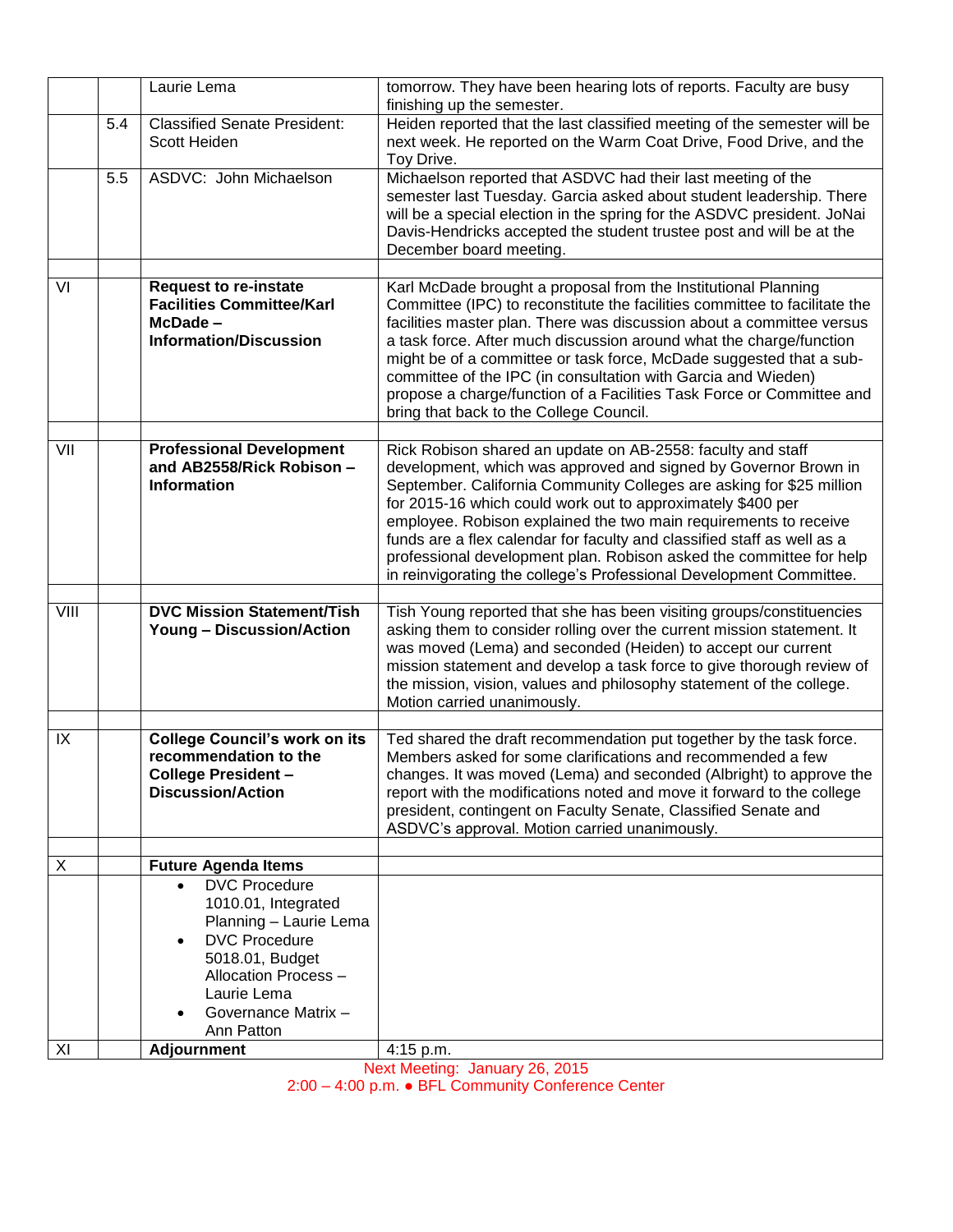| | | | |
|---|---|---|---|
| | | Laurie Lema | tomorrow. They have been hearing lots of reports. Faculty are busy finishing up the semester. |
| | 5.4 | Classified Senate President: Scott Heiden | Heiden reported that the last classified meeting of the semester will be next week. He reported on the Warm Coat Drive, Food Drive, and the Toy Drive. |
| | 5.5 | ASDVC: John Michaelson | Michaelson reported that ASDVC had their last meeting of the semester last Tuesday. Garcia asked about student leadership. There will be a special election in the spring for the ASDVC president. JoNai Davis-Hendricks accepted the student trustee post and will be at the December board meeting. |
| | | | |
| VI | | **Request to re-instate Facilities Committee/Karl McDade – Information/Discussion** | Karl McDade brought a proposal from the Institutional Planning Committee (IPC) to reconstitute the facilities committee to facilitate the facilities master plan. There was discussion about a committee versus a task force. After much discussion around what the charge/function might be of a committee or task force, McDade suggested that a sub-committee of the IPC (in consultation with Garcia and Wieden) propose a charge/function of a Facilities Task Force or Committee and bring that back to the College Council. |
| | | | |
| VII | | **Professional Development and AB2558/Rick Robison – Information** | Rick Robison shared an update on AB-2558: faculty and staff development, which was approved and signed by Governor Brown in September. California Community Colleges are asking for $25 million for 2015-16 which could work out to approximately $400 per employee. Robison explained the two main requirements to receive funds are a flex calendar for faculty and classified staff as well as a professional development plan. Robison asked the committee for help in reinvigorating the college's Professional Development Committee. |
| | | | |
| VIII | | **DVC Mission Statement/Tish Young – Discussion/Action** | Tish Young reported that she has been visiting groups/constituencies asking them to consider rolling over the current mission statement. It was moved (Lema) and seconded (Heiden) to accept our current mission statement and develop a task force to give thorough review of the mission, vision, values and philosophy statement of the college. Motion carried unanimously. |
| | | | |
| IX | | **College Council's work on its recommendation to the College President – Discussion/Action** | Ted shared the draft recommendation put together by the task force. Members asked for some clarifications and recommended a few changes. It was moved (Lema) and seconded (Albright) to approve the report with the modifications noted and move it forward to the college president, contingent on Faculty Senate, Classified Senate and ASDVC's approval. Motion carried unanimously. |
| | | | |
| X | | **Future Agenda Items** | |
| | | • DVC Procedure 1010.01, Integrated Planning – Laurie Lema<br>• DVC Procedure 5018.01, Budget Allocation Process – Laurie Lema<br>• Governance Matrix – Ann Patton | |
| XI | | **Adjournment** | 4:15 p.m. |

Next Meeting: January 26, 2015
2:00 – 4:00 p.m. ● BFL Community Conference Center